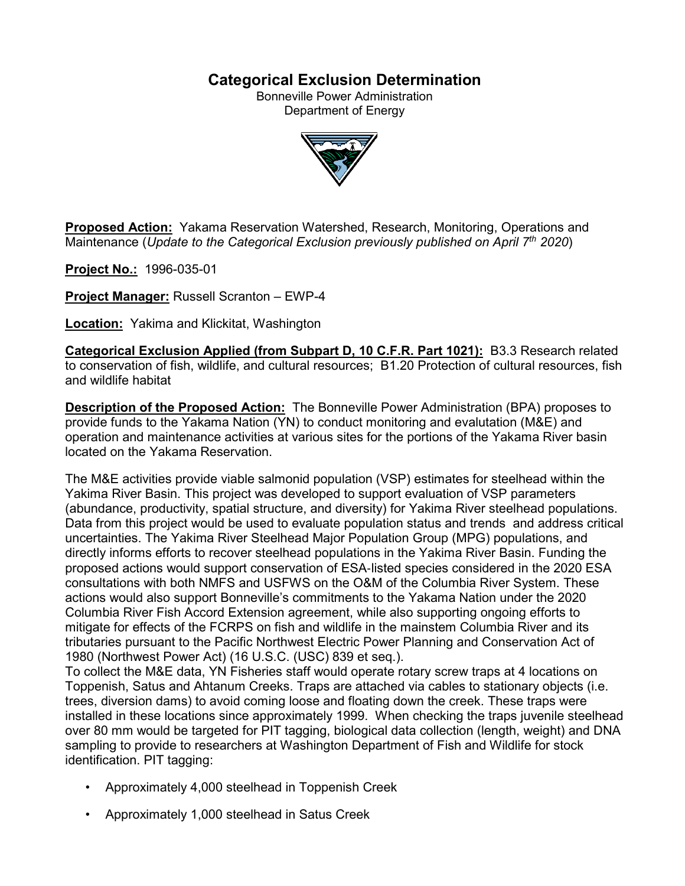# Categorical Exclusion Determination

Bonneville Power Administration
Department of Energy

**Proposed Action:** Yakama Reservation Watershed, Research, Monitoring, Operations and Maintenance (*Update to the Categorical Exclusion previously published on April 7th 2020*)

**Project No.:** 1996-035-01

**Project Manager:** Russell Scranton – EWP-4

**Location:** Yakima and Klickitat, Washington

**Categorical Exclusion Applied (from Subpart D, 10 C.F.R. Part 1021):** B3.3 Research related to conservation of fish, wildlife, and cultural resources; B1.20 Protection of cultural resources, fish and wildlife habitat

**Description of the Proposed Action:** The Bonneville Power Administration (BPA) proposes to provide funds to the Yakama Nation (YN) to conduct monitoring and evalutation (M&E) and operation and maintenance activities at various sites for the portions of the Yakama River basin located on the Yakama Reservation.

The M&E activities provide viable salmonid population (VSP) estimates for steelhead within the Yakima River Basin. This project was developed to support evaluation of VSP parameters (abundance, productivity, spatial structure, and diversity) for Yakima River steelhead populations. Data from this project would be used to evaluate population status and trends and address critical uncertainties. The Yakima River Steelhead Major Population Group (MPG) populations, and directly informs efforts to recover steelhead populations in the Yakima River Basin. Funding the proposed actions would support conservation of ESA-listed species considered in the 2020 ESA consultations with both NMFS and USFWS on the O&M of the Columbia River System. These actions would also support Bonneville's commitments to the Yakama Nation under the 2020 Columbia River Fish Accord Extension agreement, while also supporting ongoing efforts to mitigate for effects of the FCRPS on fish and wildlife in the mainstem Columbia River and its tributaries pursuant to the Pacific Northwest Electric Power Planning and Conservation Act of 1980 (Northwest Power Act) (16 U.S.C. (USC) 839 et seq.).

To collect the M&E data, YN Fisheries staff would operate rotary screw traps at 4 locations on Toppenish, Satus and Ahtanum Creeks. Traps are attached via cables to stationary objects (i.e. trees, diversion dams) to avoid coming loose and floating down the creek. These traps were installed in these locations since approximately 1999. When checking the traps juvenile steelhead over 80 mm would be targeted for PIT tagging, biological data collection (length, weight) and DNA sampling to provide to researchers at Washington Department of Fish and Wildlife for stock identification. PIT tagging:

- Approximately 4,000 steelhead in Toppenish Creek
- Approximately 1,000 steelhead in Satus Creek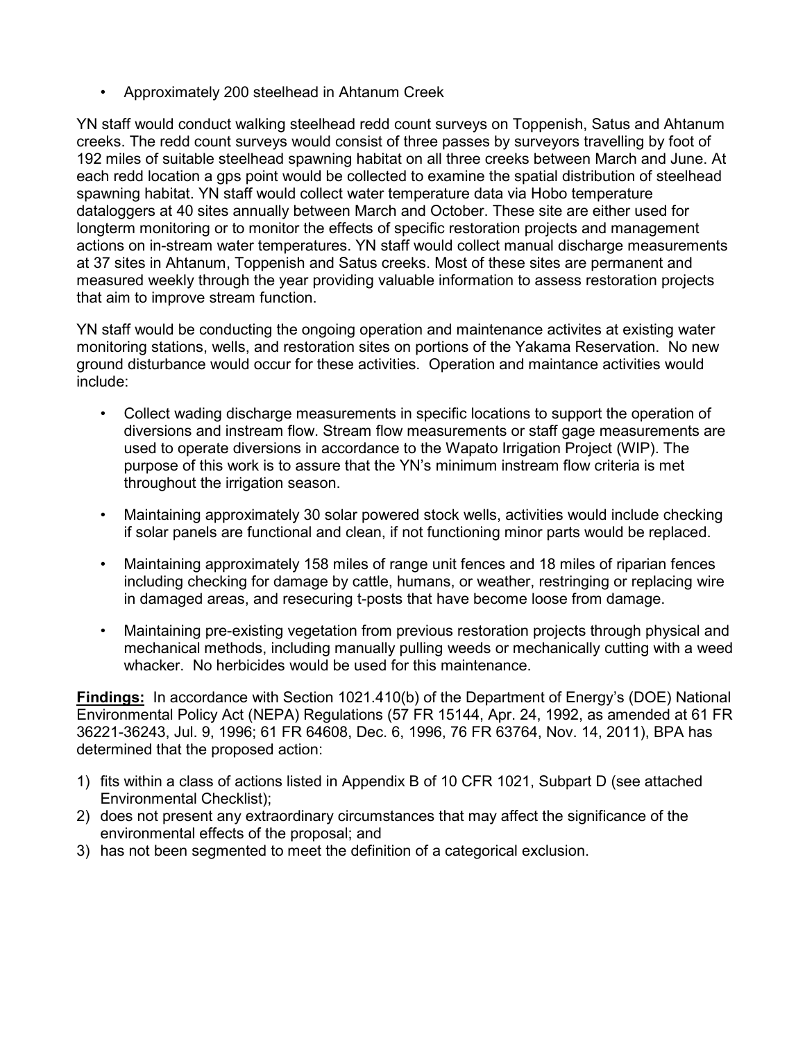- Approximately 200 steelhead in Ahtanum Creek

YN staff would conduct walking steelhead redd count surveys on Toppenish, Satus and Ahtanum creeks. The redd count surveys would consist of three passes by surveyors travelling by foot of 192 miles of suitable steelhead spawning habitat on all three creeks between March and June. At each redd location a gps point would be collected to examine the spatial distribution of steelhead spawning habitat. YN staff would collect water temperature data via Hobo temperature dataloggers at 40 sites annually between March and October. These site are either used for longterm monitoring or to monitor the effects of specific restoration projects and management actions on in-stream water temperatures. YN staff would collect manual discharge measurements at 37 sites in Ahtanum, Toppenish and Satus creeks. Most of these sites are permanent and measured weekly through the year providing valuable information to assess restoration projects that aim to improve stream function.

YN staff would be conducting the ongoing operation and maintenance activites at existing water monitoring stations, wells, and restoration sites on portions of the Yakama Reservation. No new ground disturbance would occur for these activities. Operation and maintance activities would include:

- Collect wading discharge measurements in specific locations to support the operation of diversions and instream flow. Stream flow measurements or staff gage measurements are used to operate diversions in accordance to the Wapato Irrigation Project (WIP). The purpose of this work is to assure that the YN's minimum instream flow criteria is met throughout the irrigation season.
- Maintaining approximately 30 solar powered stock wells, activities would include checking if solar panels are functional and clean, if not functioning minor parts would be replaced.
- Maintaining approximately 158 miles of range unit fences and 18 miles of riparian fences including checking for damage by cattle, humans, or weather, restringing or replacing wire in damaged areas, and resecuring t-posts that have become loose from damage.
- Maintaining pre-existing vegetation from previous restoration projects through physical and mechanical methods, including manually pulling weeds or mechanically cutting with a weed whacker. No herbicides would be used for this maintenance.

**Findings:** In accordance with Section 1021.410(b) of the Department of Energy's (DOE) National Environmental Policy Act (NEPA) Regulations (57 FR 15144, Apr. 24, 1992, as amended at 61 FR 36221-36243, Jul. 9, 1996; 61 FR 64608, Dec. 6, 1996, 76 FR 63764, Nov. 14, 2011), BPA has determined that the proposed action:

1) fits within a class of actions listed in Appendix B of 10 CFR 1021, Subpart D (see attached Environmental Checklist);
2) does not present any extraordinary circumstances that may affect the significance of the environmental effects of the proposal; and
3) has not been segmented to meet the definition of a categorical exclusion.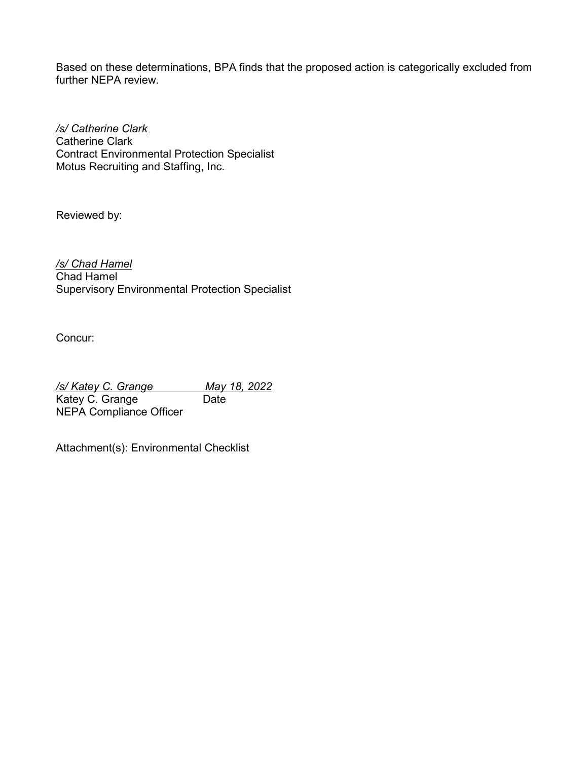Based on these determinations, BPA finds that the proposed action is categorically excluded from further NEPA review.

*/s/ Catherine Clark*
Catherine Clark
Contract Environmental Protection Specialist
Motus Recruiting and Staffing, Inc.

Reviewed by:

*/s/ Chad Hamel*
Chad Hamel
Supervisory Environmental Protection Specialist

Concur:

*/s/ Katey C. Grange* *May 18, 2022*
Katey C. Grange Date
NEPA Compliance Officer

Attachment(s): Environmental Checklist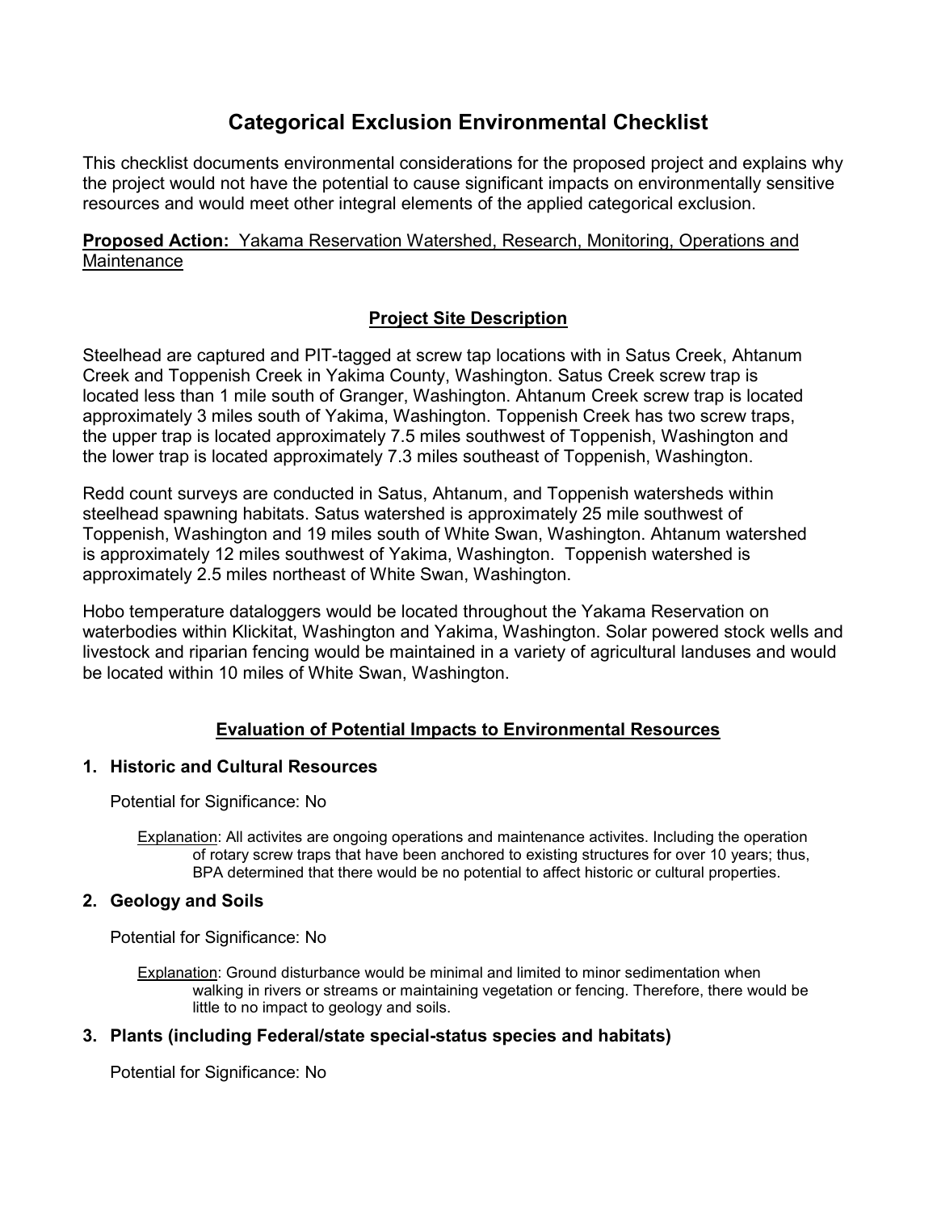# Categorical Exclusion Environmental Checklist

This checklist documents environmental considerations for the proposed project and explains why the project would not have the potential to cause significant impacts on environmentally sensitive resources and would meet other integral elements of the applied categorical exclusion.

**Proposed Action:** Yakama Reservation Watershed, Research, Monitoring, Operations and Maintenance

## Project Site Description

Steelhead are captured and PIT-tagged at screw tap locations with in Satus Creek, Ahtanum Creek and Toppenish Creek in Yakima County, Washington. Satus Creek screw trap is located less than 1 mile south of Granger, Washington. Ahtanum Creek screw trap is located approximately 3 miles south of Yakima, Washington. Toppenish Creek has two screw traps, the upper trap is located approximately 7.5 miles southwest of Toppenish, Washington and the lower trap is located approximately 7.3 miles southeast of Toppenish, Washington.

Redd count surveys are conducted in Satus, Ahtanum, and Toppenish watersheds within steelhead spawning habitats. Satus watershed is approximately 25 mile southwest of Toppenish, Washington and 19 miles south of White Swan, Washington. Ahtanum watershed is approximately 12 miles southwest of Yakima, Washington. Toppenish watershed is approximately 2.5 miles northeast of White Swan, Washington.

Hobo temperature dataloggers would be located throughout the Yakama Reservation on waterbodies within Klickitat, Washington and Yakima, Washington. Solar powered stock wells and livestock and riparian fencing would be maintained in a variety of agricultural landuses and would be located within 10 miles of White Swan, Washington.

## Evaluation of Potential Impacts to Environmental Resources

### 1. Historic and Cultural Resources

Potential for Significance: No

Explanation: All activites are ongoing operations and maintenance activites. Including the operation of rotary screw traps that have been anchored to existing structures for over 10 years; thus, BPA determined that there would be no potential to affect historic or cultural properties.

### 2. Geology and Soils

Potential for Significance: No

Explanation: Ground disturbance would be minimal and limited to minor sedimentation when walking in rivers or streams or maintaining vegetation or fencing. Therefore, there would be little to no impact to geology and soils.

### 3. Plants (including Federal/state special-status species and habitats)

Potential for Significance: No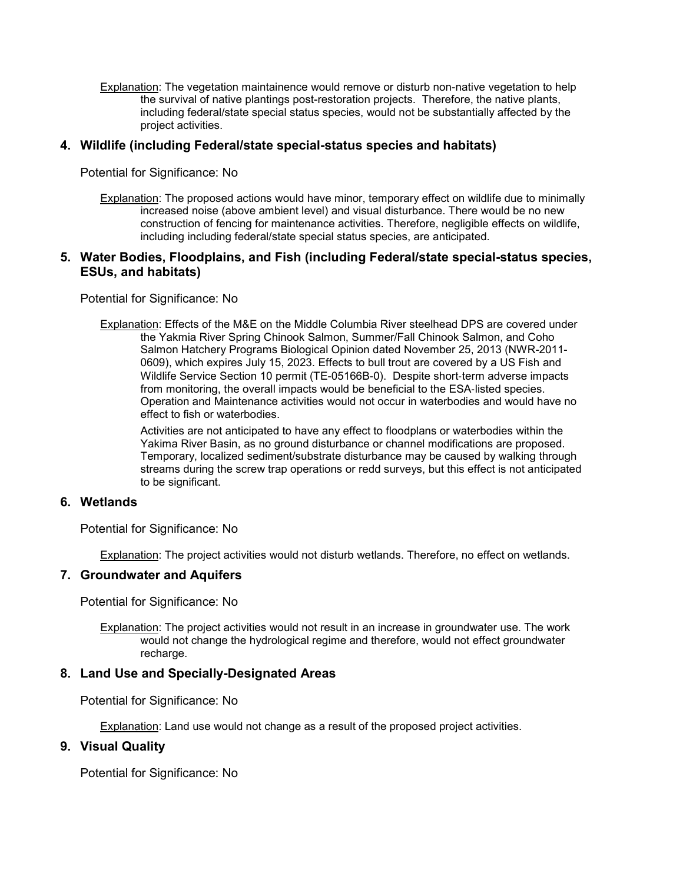Explanation: The vegetation maintainence would remove or disturb non-native vegetation to help the survival of native plantings post-restoration projects. Therefore, the native plants, including federal/state special status species, would not be substantially affected by the project activities.

### 4. Wildlife (including Federal/state special-status species and habitats)

Potential for Significance: No

Explanation: The proposed actions would have minor, temporary effect on wildlife due to minimally increased noise (above ambient level) and visual disturbance. There would be no new construction of fencing for maintenance activities. Therefore, negligible effects on wildlife, including including federal/state special status species, are anticipated.

### 5. Water Bodies, Floodplains, and Fish (including Federal/state special-status species, ESUs, and habitats)

Potential for Significance: No

Explanation: Effects of the M&E on the Middle Columbia River steelhead DPS are covered under the Yakmia River Spring Chinook Salmon, Summer/Fall Chinook Salmon, and Coho Salmon Hatchery Programs Biological Opinion dated November 25, 2013 (NWR-2011-0609), which expires July 15, 2023. Effects to bull trout are covered by a US Fish and Wildlife Service Section 10 permit (TE-05166B-0). Despite short-term adverse impacts from monitoring, the overall impacts would be beneficial to the ESA-listed species. Operation and Maintenance activities would not occur in waterbodies and would have no effect to fish or waterbodies.

Activities are not anticipated to have any effect to floodplans or waterbodies within the Yakima River Basin, as no ground disturbance or channel modifications are proposed. Temporary, localized sediment/substrate disturbance may be caused by walking through streams during the screw trap operations or redd surveys, but this effect is not anticipated to be significant.

### 6. Wetlands

Potential for Significance: No

Explanation: The project activities would not disturb wetlands. Therefore, no effect on wetlands.

### 7. Groundwater and Aquifers

Potential for Significance: No

Explanation: The project activities would not result in an increase in groundwater use. The work would not change the hydrological regime and therefore, would not effect groundwater recharge.

### 8. Land Use and Specially-Designated Areas

Potential for Significance: No

Explanation: Land use would not change as a result of the proposed project activities.

### 9. Visual Quality

Potential for Significance: No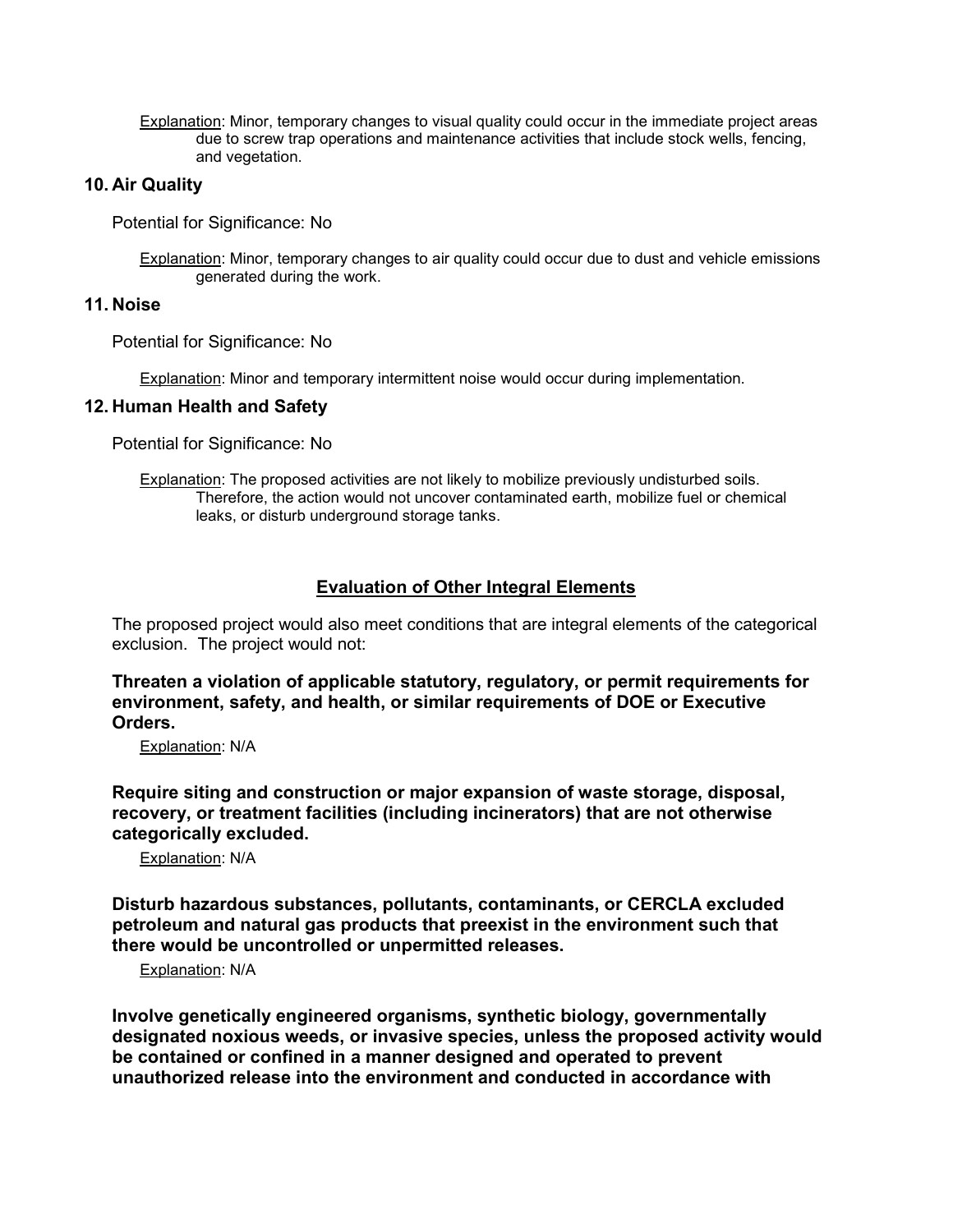<u>Explanation</u>: Minor, temporary changes to visual quality could occur in the immediate project areas due to screw trap operations and maintenance activities that include stock wells, fencing, and vegetation.

## 10. Air Quality

Potential for Significance: No

<u>Explanation</u>: Minor, temporary changes to air quality could occur due to dust and vehicle emissions generated during the work.

## 11. Noise

Potential for Significance: No

<u>Explanation</u>: Minor and temporary intermittent noise would occur during implementation.

## 12. Human Health and Safety

Potential for Significance: No

<u>Explanation</u>: The proposed activities are not likely to mobilize previously undisturbed soils. Therefore, the action would not uncover contaminated earth, mobilize fuel or chemical leaks, or disturb underground storage tanks.

## <u>Evaluation of Other Integral Elements</u>

The proposed project would also meet conditions that are integral elements of the categorical exclusion. The project would not:

**Threaten a violation of applicable statutory, regulatory, or permit requirements for environment, safety, and health, or similar requirements of DOE or Executive Orders.**

<u>Explanation</u>: N/A

**Require siting and construction or major expansion of waste storage, disposal, recovery, or treatment facilities (including incinerators) that are not otherwise categorically excluded.**

<u>Explanation</u>: N/A

**Disturb hazardous substances, pollutants, contaminants, or CERCLA excluded petroleum and natural gas products that preexist in the environment such that there would be uncontrolled or unpermitted releases.**

<u>Explanation</u>: N/A

**Involve genetically engineered organisms, synthetic biology, governmentally designated noxious weeds, or invasive species, unless the proposed activity would be contained or confined in a manner designed and operated to prevent unauthorized release into the environment and conducted in accordance with**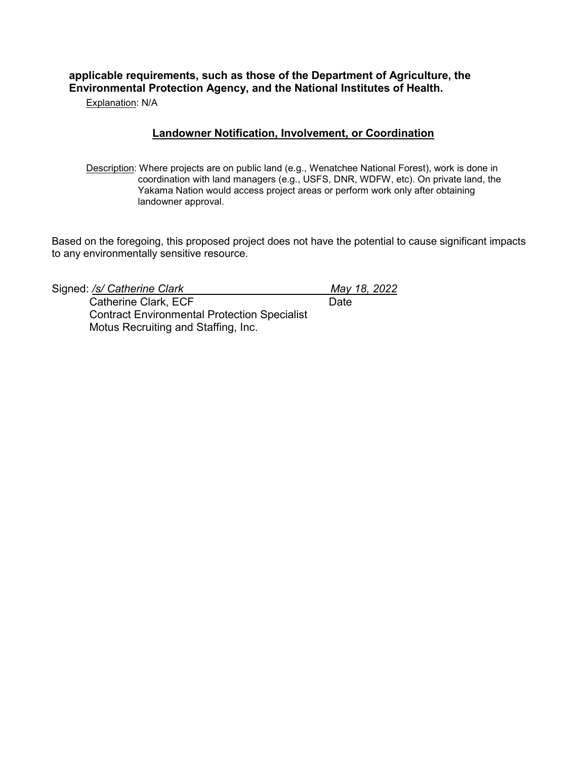**applicable requirements, such as those of the Department of Agriculture, the Environmental Protection Agency, and the National Institutes of Health.**

Explanation: N/A

## Landowner Notification, Involvement, or Coordination

Description: Where projects are on public land (e.g., Wenatchee National Forest), work is done in coordination with land managers (e.g., USFS, DNR, WDFW, etc). On private land, the Yakama Nation would access project areas or perform work only after obtaining landowner approval.

Based on the foregoing, this proposed project does not have the potential to cause significant impacts to any environmentally sensitive resource.

Signed: */s/ Catherine Clark* *May 18, 2022*

Catherine Clark, ECF Date
Contract Environmental Protection Specialist
Motus Recruiting and Staffing, Inc.